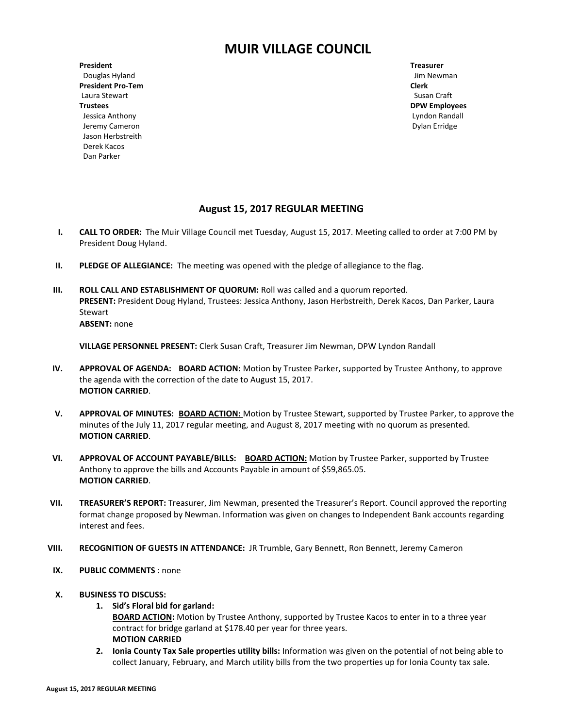# MUIR VILLAGE COUNCIL

**President**
Douglas Hyland
**President Pro-Tem**
Laura Stewart
**Trustees**
Jessica Anthony
Jeremy Cameron
Jason Herbstreith
Derek Kacos
Dan Parker

**Treasurer**
Jim Newman
**Clerk**
Susan Craft
**DPW Employees**
Lyndon Randall
Dylan Erridge

## August 15, 2017 REGULAR MEETING

I. **CALL TO ORDER:** The Muir Village Council met Tuesday, August 15, 2017. Meeting called to order at 7:00 PM by President Doug Hyland.

II. **PLEDGE OF ALLEGIANCE:** The meeting was opened with the pledge of allegiance to the flag.

III. **ROLL CALL AND ESTABLISHMENT OF QUORUM:** Roll was called and a quorum reported.
**PRESENT:** President Doug Hyland, Trustees: Jessica Anthony, Jason Herbstreith, Derek Kacos, Dan Parker, Laura Stewart
**ABSENT:** none

**VILLAGE PERSONNEL PRESENT:** Clerk Susan Craft, Treasurer Jim Newman, DPW Lyndon Randall

IV. **APPROVAL OF AGENDA: BOARD ACTION:** Motion by Trustee Parker, supported by Trustee Anthony, to approve the agenda with the correction of the date to August 15, 2017.
**MOTION CARRIED**.

V. **APPROVAL OF MINUTES: BOARD ACTION:** Motion by Trustee Stewart, supported by Trustee Parker, to approve the minutes of the July 11, 2017 regular meeting, and August 8, 2017 meeting with no quorum as presented.
**MOTION CARRIED**.

VI. **APPROVAL OF ACCOUNT PAYABLE/BILLS: BOARD ACTION:** Motion by Trustee Parker, supported by Trustee Anthony to approve the bills and Accounts Payable in amount of $59,865.05.
**MOTION CARRIED**.

VII. **TREASURER'S REPORT:** Treasurer, Jim Newman, presented the Treasurer's Report. Council approved the reporting format change proposed by Newman. Information was given on changes to Independent Bank accounts regarding interest and fees.

VIII. **RECOGNITION OF GUESTS IN ATTENDANCE:** JR Trumble, Gary Bennett, Ron Bennett, Jeremy Cameron

IX. **PUBLIC COMMENTS** : none

X. **BUSINESS TO DISCUSS:**
   1. **Sid's Floral bid for garland:**
      **BOARD ACTION:** Motion by Trustee Anthony, supported by Trustee Kacos to enter in to a three year contract for bridge garland at $178.40 per year for three years.
      **MOTION CARRIED**
   2. **Ionia County Tax Sale properties utility bills:** Information was given on the potential of not being able to collect January, February, and March utility bills from the two properties up for Ionia County tax sale.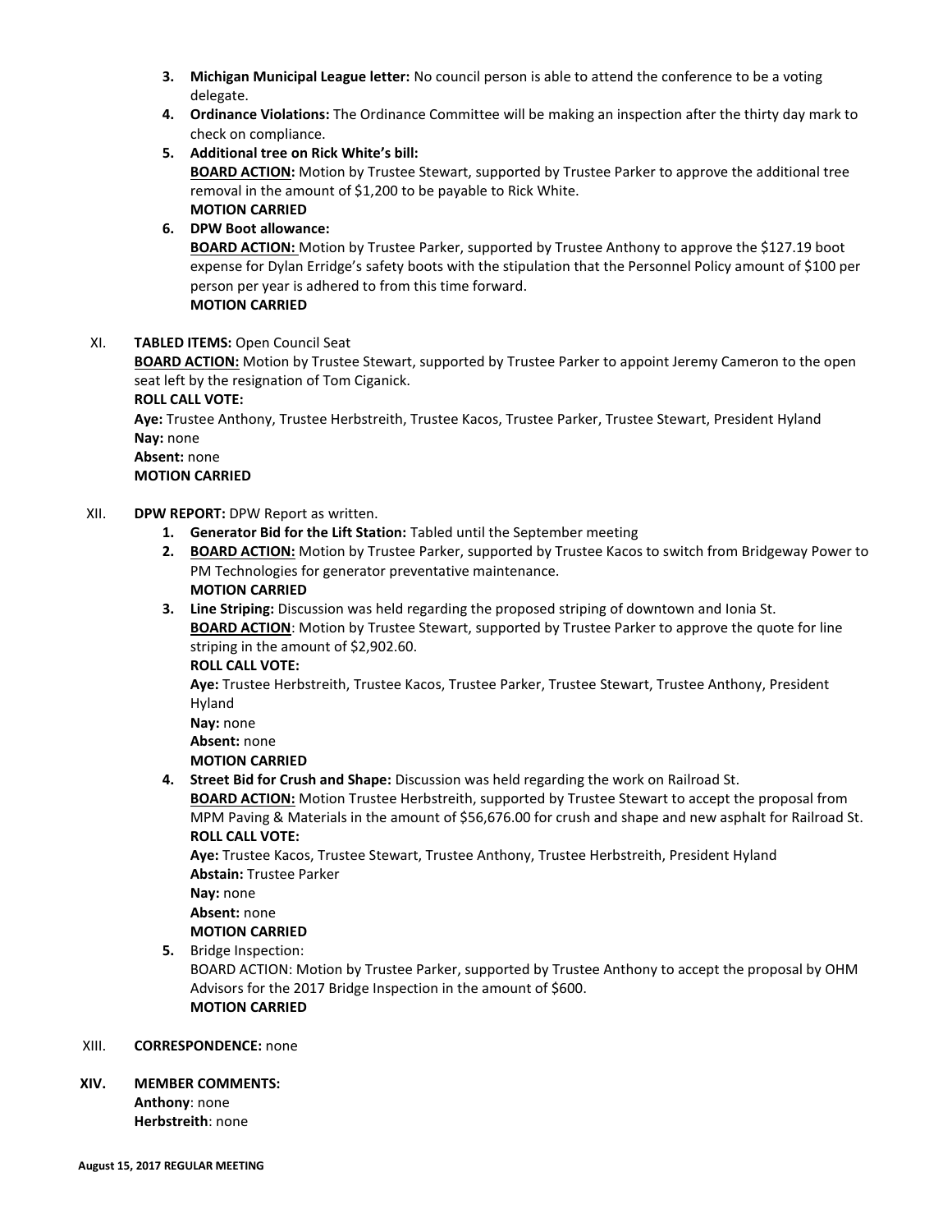3. **Michigan Municipal League letter:** No council person is able to attend the conference to be a voting delegate.
4. **Ordinance Violations:** The Ordinance Committee will be making an inspection after the thirty day mark to check on compliance.
5. **Additional tree on Rick White's bill:**
   **BOARD ACTION:** Motion by Trustee Stewart, supported by Trustee Parker to approve the additional tree removal in the amount of $1,200 to be payable to Rick White.
   **MOTION CARRIED**
6. **DPW Boot allowance:**
   **BOARD ACTION:** Motion by Trustee Parker, supported by Trustee Anthony to approve the $127.19 boot expense for Dylan Erridge's safety boots with the stipulation that the Personnel Policy amount of $100 per person per year is adhered to from this time forward.
   **MOTION CARRIED**

XI. **TABLED ITEMS:** Open Council Seat
**BOARD ACTION:** Motion by Trustee Stewart, supported by Trustee Parker to appoint Jeremy Cameron to the open seat left by the resignation of Tom Ciganick.
**ROLL CALL VOTE:**
**Aye:** Trustee Anthony, Trustee Herbstreith, Trustee Kacos, Trustee Parker, Trustee Stewart, President Hyland
**Nay:** none
**Absent:** none
**MOTION CARRIED**

XII. **DPW REPORT:** DPW Report as written.
1. **Generator Bid for the Lift Station:** Tabled until the September meeting
2. **BOARD ACTION:** Motion by Trustee Parker, supported by Trustee Kacos to switch from Bridgeway Power to PM Technologies for generator preventative maintenance.
   **MOTION CARRIED**
3. **Line Striping:** Discussion was held regarding the proposed striping of downtown and Ionia St.
   **BOARD ACTION**: Motion by Trustee Stewart, supported by Trustee Parker to approve the quote for line striping in the amount of $2,902.60.
   **ROLL CALL VOTE:**
   **Aye:** Trustee Herbstreith, Trustee Kacos, Trustee Parker, Trustee Stewart, Trustee Anthony, President Hyland
   **Nay:** none
   **Absent:** none
   **MOTION CARRIED**
4. **Street Bid for Crush and Shape:** Discussion was held regarding the work on Railroad St.
   **BOARD ACTION:** Motion Trustee Herbstreith, supported by Trustee Stewart to accept the proposal from MPM Paving & Materials in the amount of $56,676.00 for crush and shape and new asphalt for Railroad St.
   **ROLL CALL VOTE:**
   **Aye:** Trustee Kacos, Trustee Stewart, Trustee Anthony, Trustee Herbstreith, President Hyland
   **Abstain:** Trustee Parker
   **Nay:** none
   **Absent:** none
   **MOTION CARRIED**
5. Bridge Inspection:
   BOARD ACTION: Motion by Trustee Parker, supported by Trustee Anthony to accept the proposal by OHM Advisors for the 2017 Bridge Inspection in the amount of $600.
   **MOTION CARRIED**

XIII. **CORRESPONDENCE:** none

**XIV. MEMBER COMMENTS:**
**Anthony**: none
**Herbstreith**: none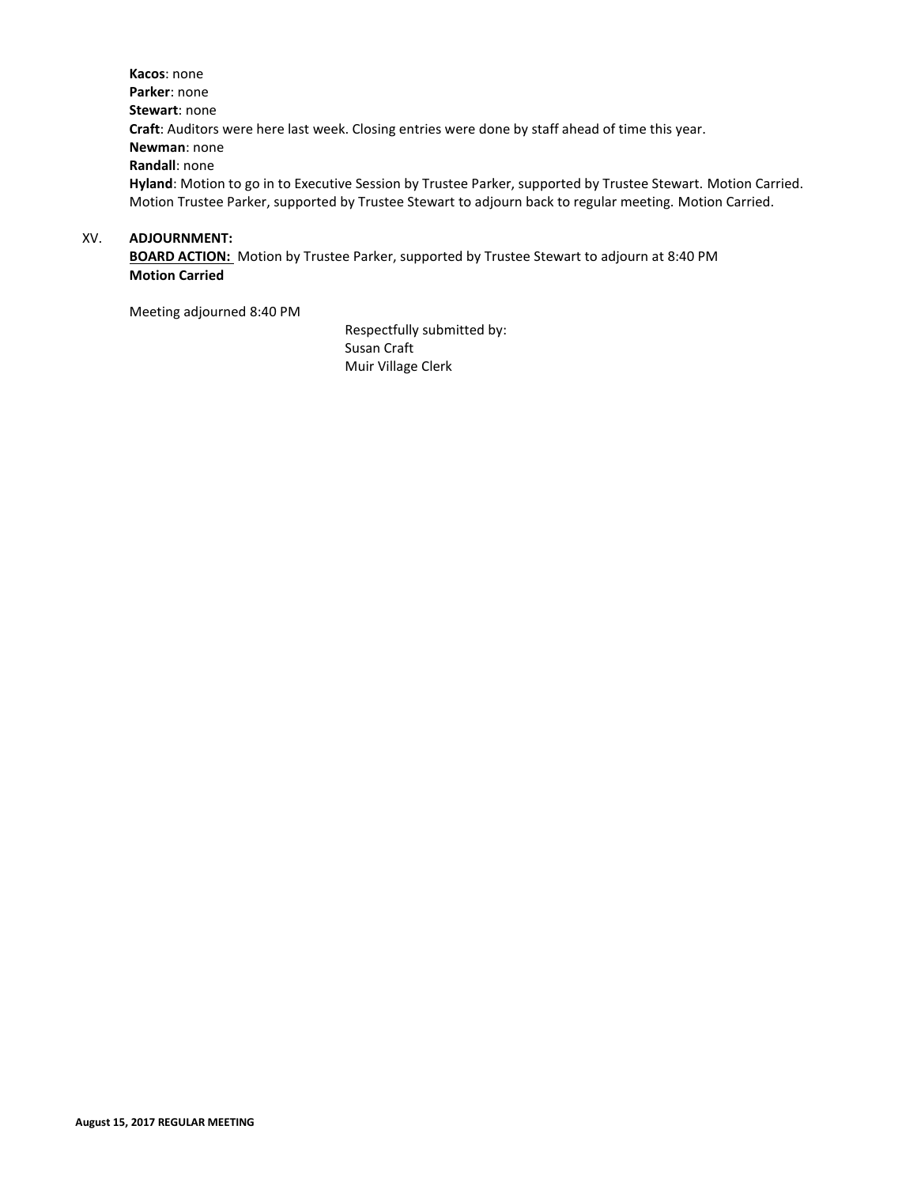**Kacos**: none
**Parker**: none
**Stewart**: none
**Craft**: Auditors were here last week. Closing entries were done by staff ahead of time this year.
**Newman**: none
**Randall**: none
**Hyland**: Motion to go in to Executive Session by Trustee Parker, supported by Trustee Stewart. Motion Carried. Motion Trustee Parker, supported by Trustee Stewart to adjourn back to regular meeting. Motion Carried.

XV. **ADJOURNMENT:**

**BOARD ACTION:** Motion by Trustee Parker, supported by Trustee Stewart to adjourn at 8:40 PM
**Motion Carried**

Meeting adjourned 8:40 PM

Respectfully submitted by:
Susan Craft
Muir Village Clerk